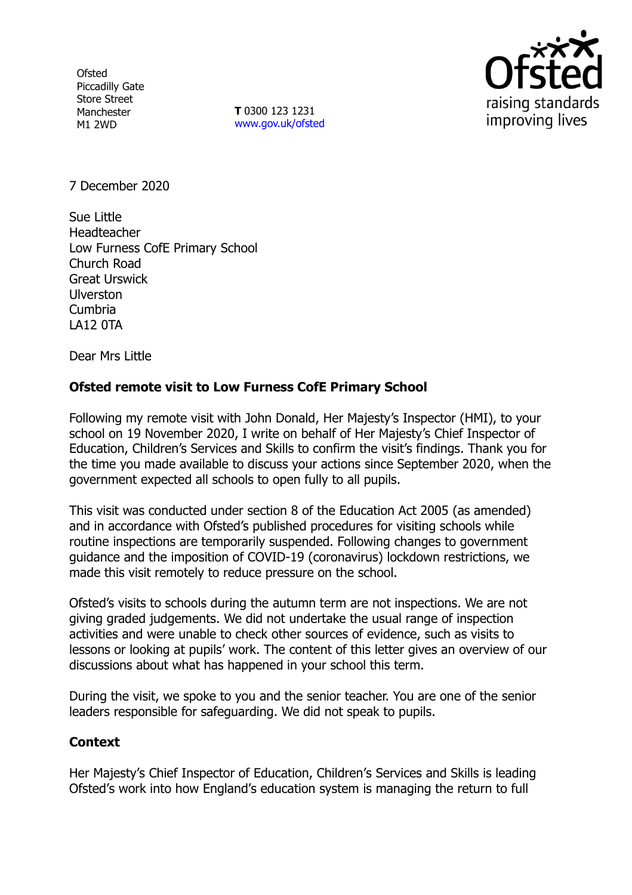Ofsted
Piccadilly Gate
Store Street
Manchester
M1 2WD

**T** 0300 123 1231
www.gov.uk/ofsted

7 December 2020

Sue Little
Headteacher
Low Furness CofE Primary School
Church Road
Great Urswick
Ulverston
Cumbria
LA12 0TA

Dear Mrs Little

**Ofsted remote visit to Low Furness CofE Primary School**

Following my remote visit with John Donald, Her Majesty's Inspector (HMI), to your school on 19 November 2020, I write on behalf of Her Majesty's Chief Inspector of Education, Children's Services and Skills to confirm the visit's findings. Thank you for the time you made available to discuss your actions since September 2020, when the government expected all schools to open fully to all pupils.

This visit was conducted under section 8 of the Education Act 2005 (as amended) and in accordance with Ofsted's published procedures for visiting schools while routine inspections are temporarily suspended. Following changes to government guidance and the imposition of COVID-19 (coronavirus) lockdown restrictions, we made this visit remotely to reduce pressure on the school.

Ofsted's visits to schools during the autumn term are not inspections. We are not giving graded judgements. We did not undertake the usual range of inspection activities and were unable to check other sources of evidence, such as visits to lessons or looking at pupils' work. The content of this letter gives an overview of our discussions about what has happened in your school this term.

During the visit, we spoke to you and the senior teacher. You are one of the senior leaders responsible for safeguarding. We did not speak to pupils.

**Context**

Her Majesty's Chief Inspector of Education, Children's Services and Skills is leading Ofsted's work into how England's education system is managing the return to full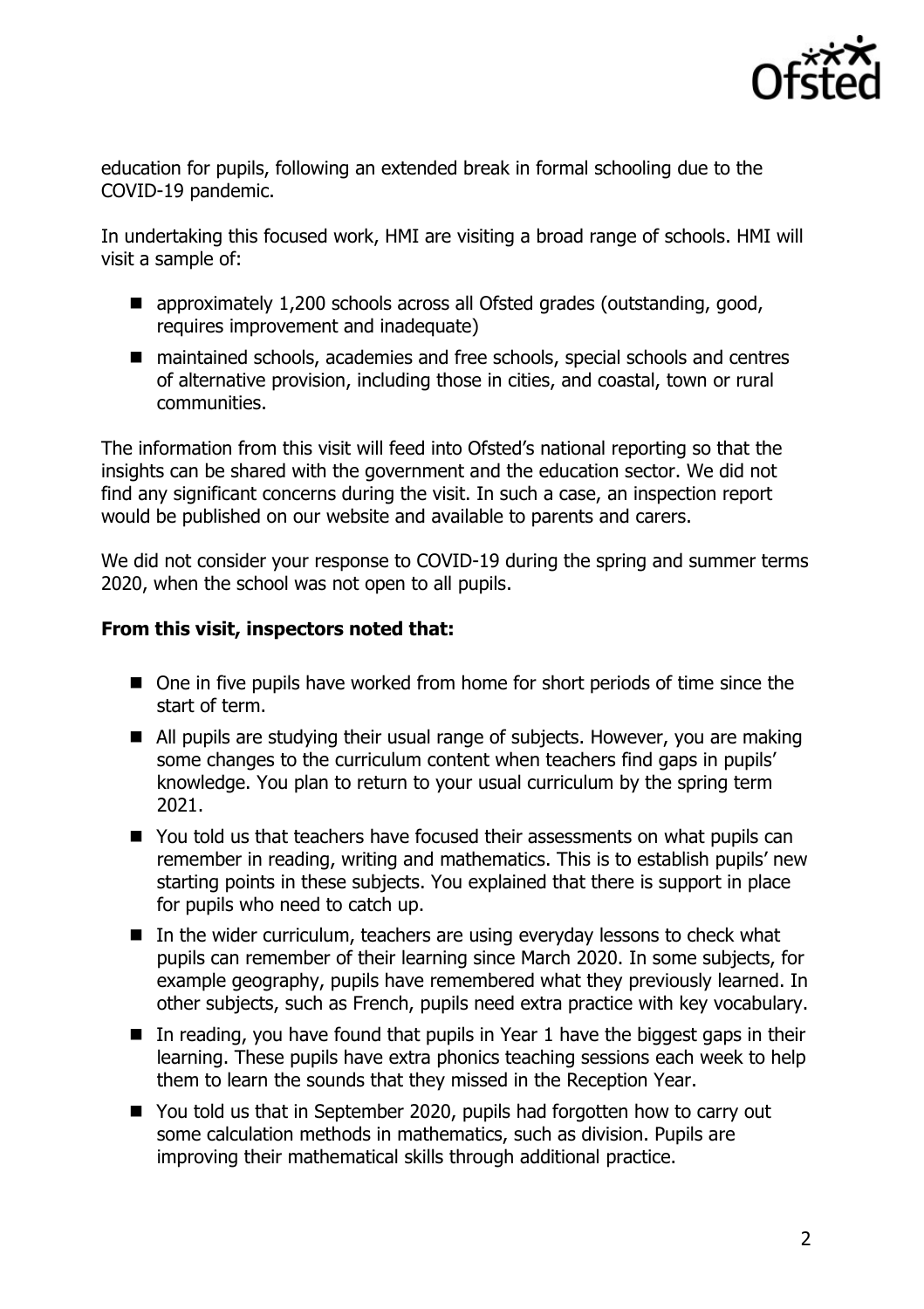education for pupils, following an extended break in formal schooling due to the COVID-19 pandemic.

In undertaking this focused work, HMI are visiting a broad range of schools. HMI will visit a sample of:

- approximately 1,200 schools across all Ofsted grades (outstanding, good, requires improvement and inadequate)
- maintained schools, academies and free schools, special schools and centres of alternative provision, including those in cities, and coastal, town or rural communities.

The information from this visit will feed into Ofsted's national reporting so that the insights can be shared with the government and the education sector. We did not find any significant concerns during the visit. In such a case, an inspection report would be published on our website and available to parents and carers.

We did not consider your response to COVID-19 during the spring and summer terms 2020, when the school was not open to all pupils.

**From this visit, inspectors noted that:**

- One in five pupils have worked from home for short periods of time since the start of term.
- All pupils are studying their usual range of subjects. However, you are making some changes to the curriculum content when teachers find gaps in pupils' knowledge. You plan to return to your usual curriculum by the spring term 2021.
- You told us that teachers have focused their assessments on what pupils can remember in reading, writing and mathematics. This is to establish pupils' new starting points in these subjects. You explained that there is support in place for pupils who need to catch up.
- In the wider curriculum, teachers are using everyday lessons to check what pupils can remember of their learning since March 2020. In some subjects, for example geography, pupils have remembered what they previously learned. In other subjects, such as French, pupils need extra practice with key vocabulary.
- In reading, you have found that pupils in Year 1 have the biggest gaps in their learning. These pupils have extra phonics teaching sessions each week to help them to learn the sounds that they missed in the Reception Year.
- You told us that in September 2020, pupils had forgotten how to carry out some calculation methods in mathematics, such as division. Pupils are improving their mathematical skills through additional practice.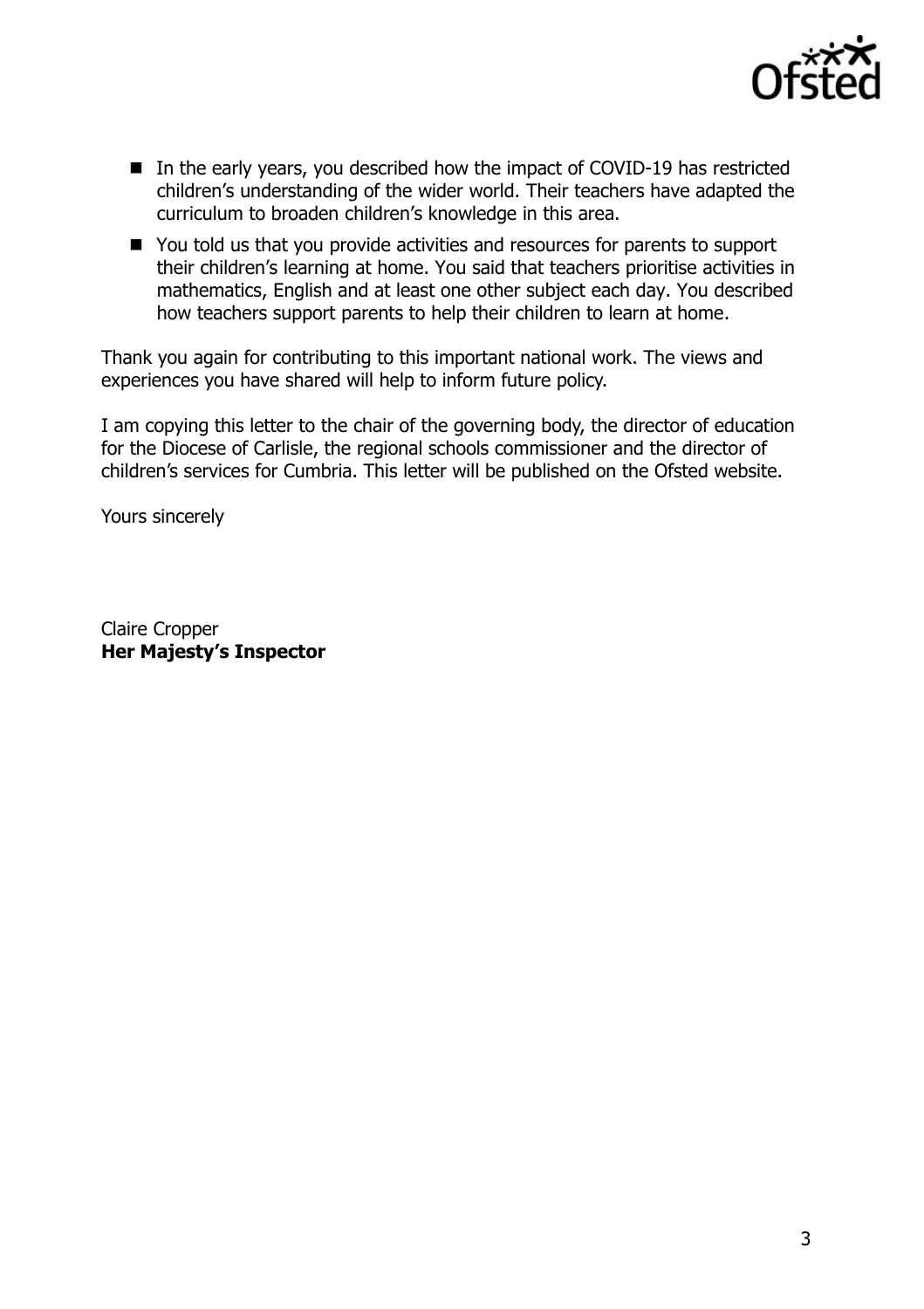- In the early years, you described how the impact of COVID-19 has restricted children's understanding of the wider world. Their teachers have adapted the curriculum to broaden children's knowledge in this area.
- You told us that you provide activities and resources for parents to support their children's learning at home. You said that teachers prioritise activities in mathematics, English and at least one other subject each day. You described how teachers support parents to help their children to learn at home.

Thank you again for contributing to this important national work. The views and experiences you have shared will help to inform future policy.

I am copying this letter to the chair of the governing body, the director of education for the Diocese of Carlisle, the regional schools commissioner and the director of children's services for Cumbria. This letter will be published on the Ofsted website.

Yours sincerely

Claire Cropper
**Her Majesty's Inspector**